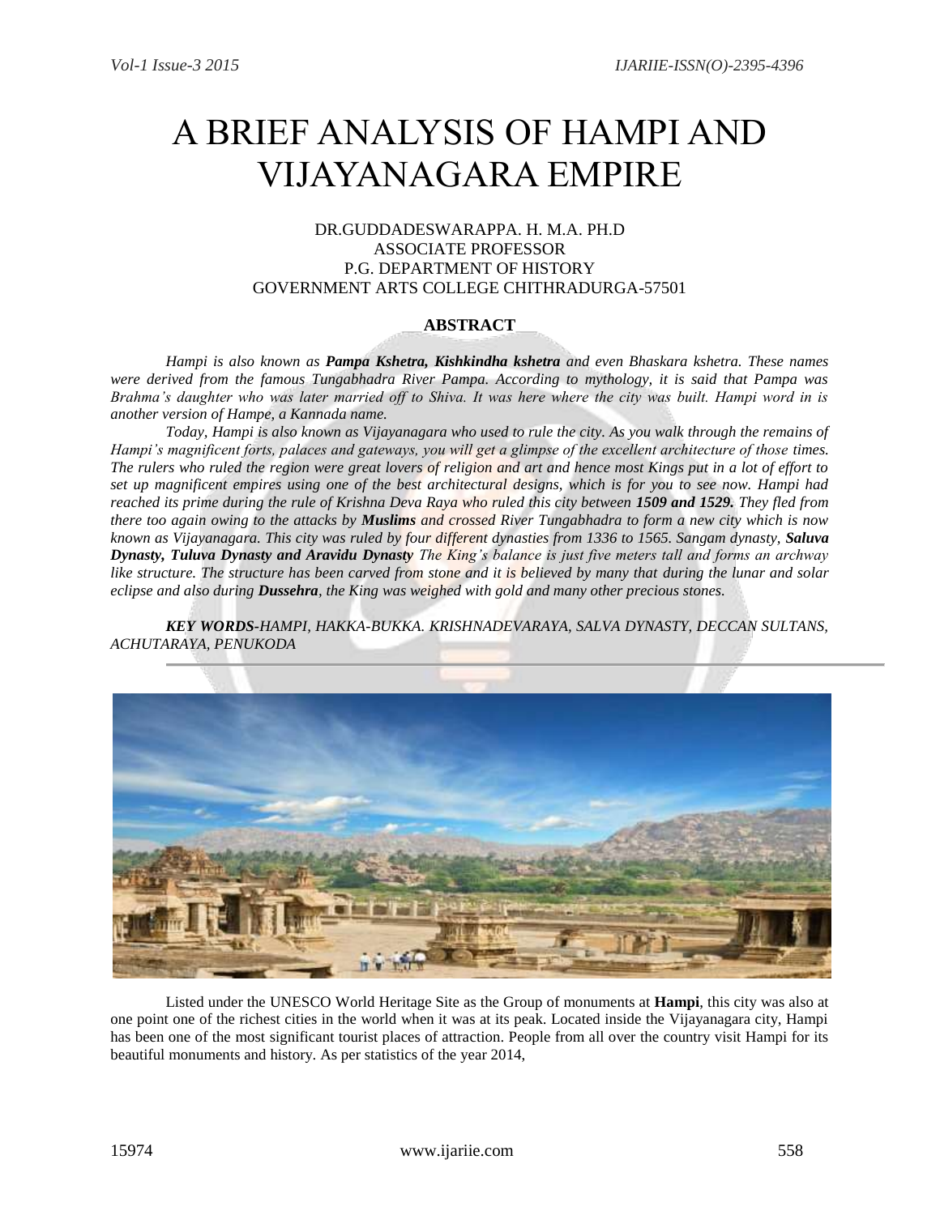# A BRIEF ANALYSIS OF HAMPI AND VIJAYANAGARA EMPIRE

DR.GUDDADESWARAPPA. H. M.A. PH.D
ASSOCIATE PROFESSOR
P.G. DEPARTMENT OF HISTORY
GOVERNMENT ARTS COLLEGE CHITHRADURGA-57501

## ABSTRACT

*Hampi is also known as **Pampa Kshetra, Kishkindha kshetra** and even Bhaskara kshetra. These names were derived from the famous Tungabhadra River Pampa. According to mythology, it is said that Pampa was Brahma's daughter who was later married off to Shiva. It was here where the city was built. Hampi word in is another version of Hampe, a Kannada name.*

*Today, Hampi is also known as Vijayanagara who used to rule the city. As you walk through the remains of Hampi's magnificent forts, palaces and gateways, you will get a glimpse of the excellent architecture of those times. The rulers who ruled the region were great lovers of religion and art and hence most Kings put in a lot of effort to set up magnificent empires using one of the best architectural designs, which is for you to see now. Hampi had reached its prime during the rule of Krishna Deva Raya who ruled this city between **1509 and 1529.** They fled from there too again owing to the attacks by **Muslims** and crossed River Tungabhadra to form a new city which is now known as Vijayanagara. This city was ruled by four different dynasties from 1336 to 1565. Sangam dynasty, **Saluva Dynasty, Tuluva Dynasty and Aravidu Dynasty** The King's balance is just five meters tall and forms an archway like structure. The structure has been carved from stone and it is believed by many that during the lunar and solar eclipse and also during **Dussehra**, the King was weighed with gold and many other precious stones.*

***KEY WORDS**-HAMPI, HAKKA-BUKKA. KRISHNADEVARAYA, SALVA DYNASTY, DECCAN SULTANS, ACHUTARAYA, PENUKODA*

Listed under the UNESCO World Heritage Site as the Group of monuments at **Hampi**, this city was also at one point one of the richest cities in the world when it was at its peak. Located inside the Vijayanagara city, Hampi has been one of the most significant tourist places of attraction. People from all over the country visit Hampi for its beautiful monuments and history. As per statistics of the year 2014,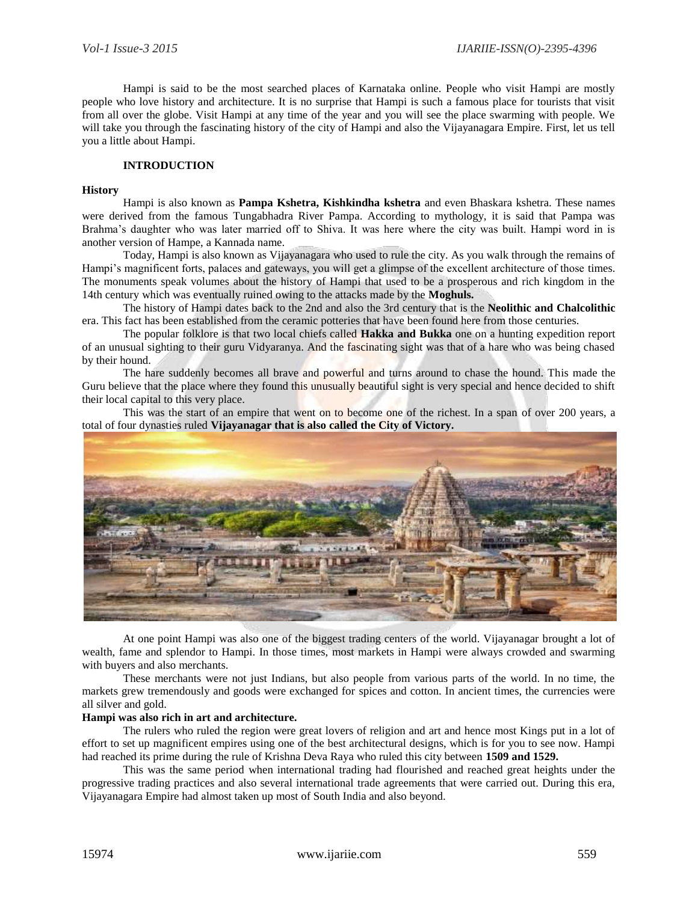Hampi is said to be the most searched places of Karnataka online. People who visit Hampi are mostly people who love history and architecture. It is no surprise that Hampi is such a famous place for tourists that visit from all over the globe. Visit Hampi at any time of the year and you will see the place swarming with people. We will take you through the fascinating history of the city of Hampi and also the Vijayanagara Empire. First, let us tell you a little about Hampi.

## INTRODUCTION

### History

Hampi is also known as **Pampa Kshetra, Kishkindha kshetra** and even Bhaskara kshetra. These names were derived from the famous Tungabhadra River Pampa. According to mythology, it is said that Pampa was Brahma's daughter who was later married off to Shiva. It was here where the city was built. Hampi word in is another version of Hampe, a Kannada name.

Today, Hampi is also known as Vijayanagara who used to rule the city. As you walk through the remains of Hampi's magnificent forts, palaces and gateways, you will get a glimpse of the excellent architecture of those times. The monuments speak volumes about the history of Hampi that used to be a prosperous and rich kingdom in the 14th century which was eventually ruined owing to the attacks made by the **Moghuls.**

The history of Hampi dates back to the 2nd and also the 3rd century that is the **Neolithic and Chalcolithic** era. This fact has been established from the ceramic potteries that have been found here from those centuries.

The popular folklore is that two local chiefs called **Hakka and Bukka** one on a hunting expedition report of an unusual sighting to their guru Vidyaranya. And the fascinating sight was that of a hare who was being chased by their hound.

The hare suddenly becomes all brave and powerful and turns around to chase the hound. This made the Guru believe that the place where they found this unusually beautiful sight is very special and hence decided to shift their local capital to this very place.

This was the start of an empire that went on to become one of the richest. In a span of over 200 years, a total of four dynasties ruled **Vijayanagar that is also called the City of Victory.**

At one point Hampi was also one of the biggest trading centers of the world. Vijayanagar brought a lot of wealth, fame and splendor to Hampi. In those times, most markets in Hampi were always crowded and swarming with buyers and also merchants.

These merchants were not just Indians, but also people from various parts of the world. In no time, the markets grew tremendously and goods were exchanged for spices and cotton. In ancient times, the currencies were all silver and gold.

**Hampi was also rich in art and architecture.**

The rulers who ruled the region were great lovers of religion and art and hence most Kings put in a lot of effort to set up magnificent empires using one of the best architectural designs, which is for you to see now. Hampi had reached its prime during the rule of Krishna Deva Raya who ruled this city between **1509 and 1529.**

This was the same period when international trading had flourished and reached great heights under the progressive trading practices and also several international trade agreements that were carried out. During this era, Vijayanagara Empire had almost taken up most of South India and also beyond.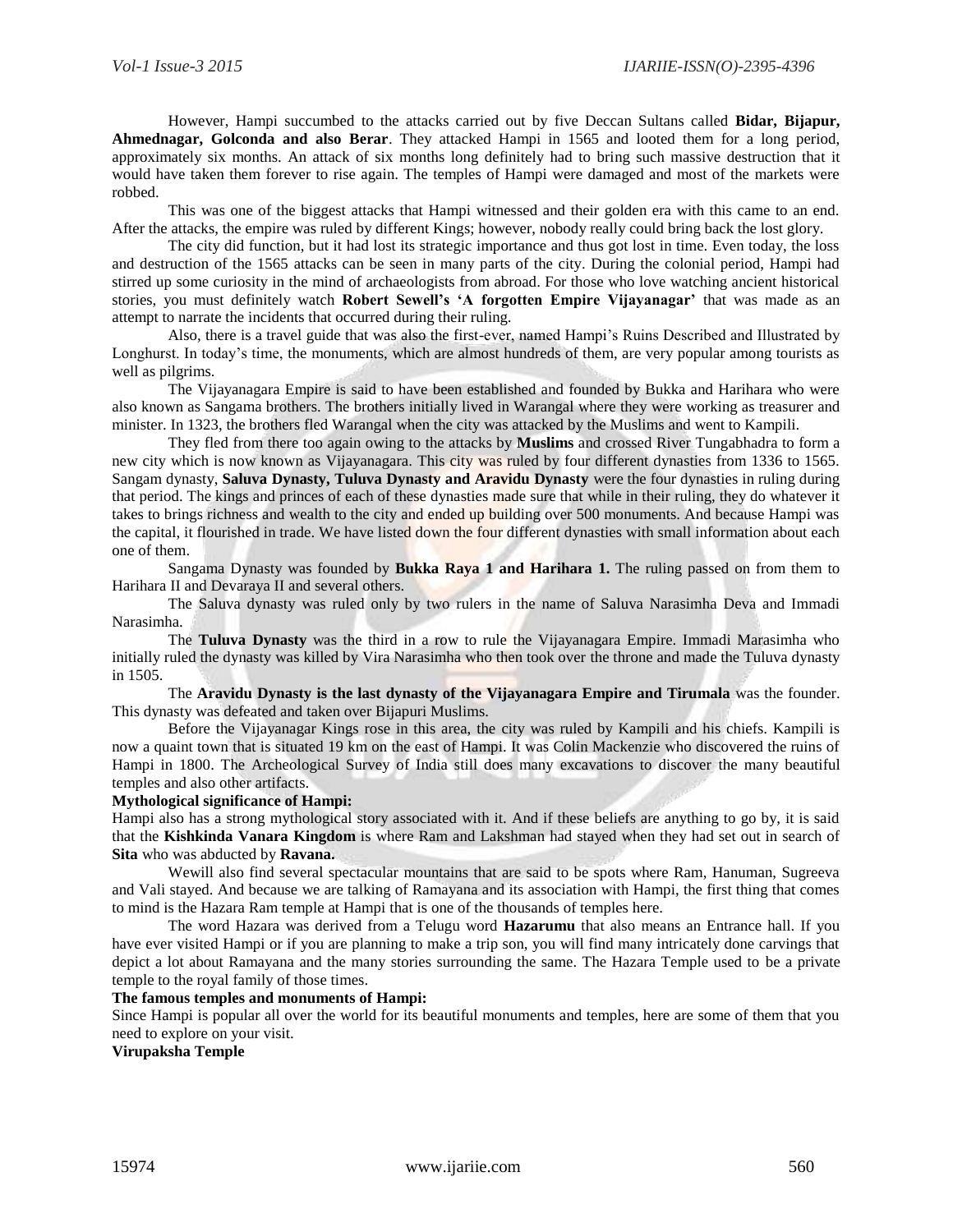However, Hampi succumbed to the attacks carried out by five Deccan Sultans called **Bidar, Bijapur, Ahmednagar, Golconda and also Berar**. They attacked Hampi in 1565 and looted them for a long period, approximately six months. An attack of six months long definitely had to bring such massive destruction that it would have taken them forever to rise again. The temples of Hampi were damaged and most of the markets were robbed.

This was one of the biggest attacks that Hampi witnessed and their golden era with this came to an end. After the attacks, the empire was ruled by different Kings; however, nobody really could bring back the lost glory.

The city did function, but it had lost its strategic importance and thus got lost in time. Even today, the loss and destruction of the 1565 attacks can be seen in many parts of the city. During the colonial period, Hampi had stirred up some curiosity in the mind of archaeologists from abroad. For those who love watching ancient historical stories, you must definitely watch **Robert Sewell's 'A forgotten Empire Vijayanagar'** that was made as an attempt to narrate the incidents that occurred during their ruling.

Also, there is a travel guide that was also the first-ever, named Hampi's Ruins Described and Illustrated by Longhurst. In today's time, the monuments, which are almost hundreds of them, are very popular among tourists as well as pilgrims.

The Vijayanagara Empire is said to have been established and founded by Bukka and Harihara who were also known as Sangama brothers. The brothers initially lived in Warangal where they were working as treasurer and minister. In 1323, the brothers fled Warangal when the city was attacked by the Muslims and went to Kampili.

They fled from there too again owing to the attacks by **Muslims** and crossed River Tungabhadra to form a new city which is now known as Vijayanagara. This city was ruled by four different dynasties from 1336 to 1565. Sangam dynasty, **Saluva Dynasty, Tuluva Dynasty and Aravidu Dynasty** were the four dynasties in ruling during that period. The kings and princes of each of these dynasties made sure that while in their ruling, they do whatever it takes to brings richness and wealth to the city and ended up building over 500 monuments. And because Hampi was the capital, it flourished in trade. We have listed down the four different dynasties with small information about each one of them.

Sangama Dynasty was founded by **Bukka Raya 1 and Harihara 1.** The ruling passed on from them to Harihara II and Devaraya II and several others.

The Saluva dynasty was ruled only by two rulers in the name of Saluva Narasimha Deva and Immadi Narasimha.

The **Tuluva Dynasty** was the third in a row to rule the Vijayanagara Empire. Immadi Marasimha who initially ruled the dynasty was killed by Vira Narasimha who then took over the throne and made the Tuluva dynasty in 1505.

The **Aravidu Dynasty is the last dynasty of the Vijayanagara Empire and Tirumala** was the founder. This dynasty was defeated and taken over Bijapuri Muslims.

Before the Vijayanagar Kings rose in this area, the city was ruled by Kampili and his chiefs. Kampili is now a quaint town that is situated 19 km on the east of Hampi. It was Colin Mackenzie who discovered the ruins of Hampi in 1800. The Archeological Survey of India still does many excavations to discover the many beautiful temples and also other artifacts.

**Mythological significance of Hampi:**

Hampi also has a strong mythological story associated with it. And if these beliefs are anything to go by, it is said that the **Kishkinda Vanara Kingdom** is where Ram and Lakshman had stayed when they had set out in search of **Sita** who was abducted by **Ravana.**

Wewill also find several spectacular mountains that are said to be spots where Ram, Hanuman, Sugreeva and Vali stayed. And because we are talking of Ramayana and its association with Hampi, the first thing that comes to mind is the Hazara Ram temple at Hampi that is one of the thousands of temples here.

The word Hazara was derived from a Telugu word **Hazarumu** that also means an Entrance hall. If you have ever visited Hampi or if you are planning to make a trip son, you will find many intricately done carvings that depict a lot about Ramayana and the many stories surrounding the same. The Hazara Temple used to be a private temple to the royal family of those times.

**The famous temples and monuments of Hampi:**

Since Hampi is popular all over the world for its beautiful monuments and temples, here are some of them that you need to explore on your visit.

**Virupaksha Temple**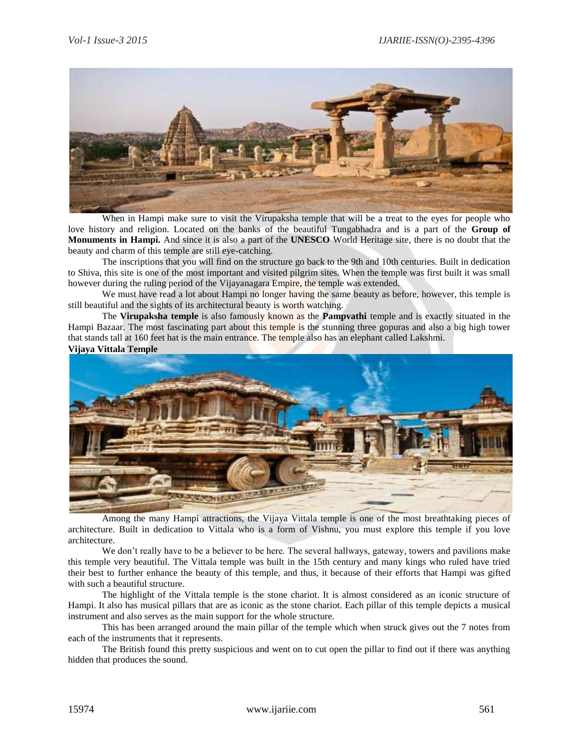When in Hampi make sure to visit the Virupaksha temple that will be a treat to the eyes for people who love history and religion. Located on the banks of the beautiful Tungabhadra and is a part of the **Group of Monuments in Hampi.** And since it is also a part of the **UNESCO** World Heritage site, there is no doubt that the beauty and charm of this temple are still eye-catching.

The inscriptions that you will find on the structure go back to the 9th and 10th centuries. Built in dedication to Shiva, this site is one of the most important and visited pilgrim sites. When the temple was first built it was small however during the ruling period of the Vijayanagara Empire, the temple was extended.

We must have read a lot about Hampi no longer having the same beauty as before, however, this temple is still beautiful and the sights of its architectural beauty is worth watching.

The **Virupaksha temple** is also famously known as the **Pampvathi** temple and is exactly situated in the Hampi Bazaar. The most fascinating part about this temple is the stunning three gopuras and also a big high tower that stands tall at 160 feet hat is the main entrance. The temple also has an elephant called Lakshmi.

**Vijaya Vittala Temple**

Among the many Hampi attractions, the Vijaya Vittala temple is one of the most breathtaking pieces of architecture. Built in dedication to Vittala who is a form of Vishnu, you must explore this temple if you love architecture.

We don't really have to be a believer to be here. The several hallways, gateway, towers and pavilions make this temple very beautiful. The Vittala temple was built in the 15th century and many kings who ruled have tried their best to further enhance the beauty of this temple, and thus, it because of their efforts that Hampi was gifted with such a beautiful structure.

The highlight of the Vittala temple is the stone chariot. It is almost considered as an iconic structure of Hampi. It also has musical pillars that are as iconic as the stone chariot. Each pillar of this temple depicts a musical instrument and also serves as the main support for the whole structure.

This has been arranged around the main pillar of the temple which when struck gives out the 7 notes from each of the instruments that it represents.

The British found this pretty suspicious and went on to cut open the pillar to find out if there was anything hidden that produces the sound.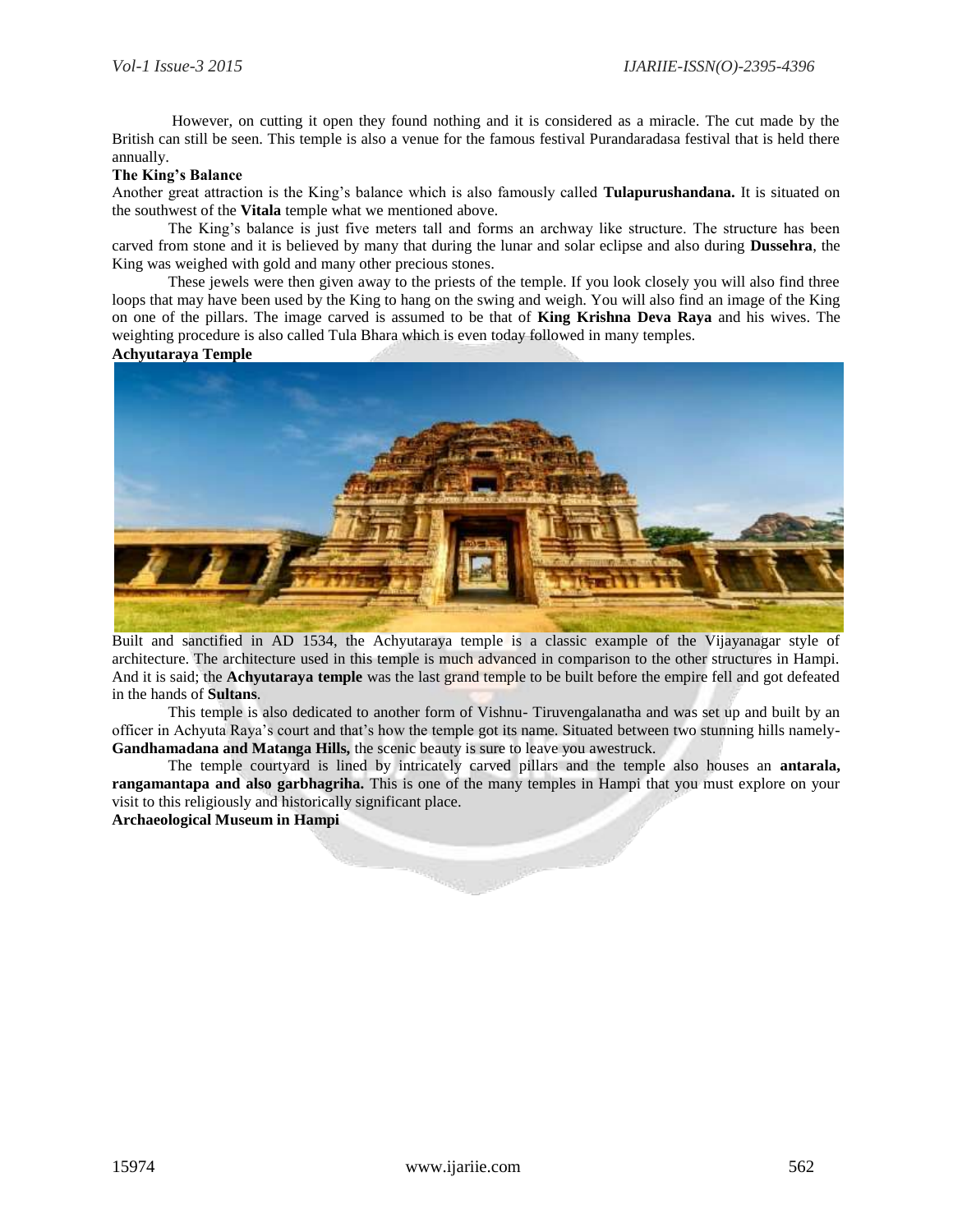However, on cutting it open they found nothing and it is considered as a miracle. The cut made by the British can still be seen. This temple is also a venue for the famous festival Purandaradasa festival that is held there annually.

**The King's Balance**

Another great attraction is the King's balance which is also famously called **Tulapurushandana.** It is situated on the southwest of the **Vitala** temple what we mentioned above.

The King's balance is just five meters tall and forms an archway like structure. The structure has been carved from stone and it is believed by many that during the lunar and solar eclipse and also during **Dussehra**, the King was weighed with gold and many other precious stones.

These jewels were then given away to the priests of the temple. If you look closely you will also find three loops that may have been used by the King to hang on the swing and weigh. You will also find an image of the King on one of the pillars. The image carved is assumed to be that of **King Krishna Deva Raya** and his wives. The weighting procedure is also called Tula Bhara which is even today followed in many temples.

**Achyutaraya Temple**

Built and sanctified in AD 1534, the Achyutaraya temple is a classic example of the Vijayanagar style of architecture. The architecture used in this temple is much advanced in comparison to the other structures in Hampi. And it is said; the **Achyutaraya temple** was the last grand temple to be built before the empire fell and got defeated in the hands of **Sultans**.

This temple is also dedicated to another form of Vishnu- Tiruvengalanatha and was set up and built by an officer in Achyuta Raya's court and that's how the temple got its name. Situated between two stunning hills namely- **Gandhamadana and Matanga Hills,** the scenic beauty is sure to leave you awestruck.

The temple courtyard is lined by intricately carved pillars and the temple also houses an **antarala, rangamantapa and also garbhagriha.** This is one of the many temples in Hampi that you must explore on your visit to this religiously and historically significant place.

**Archaeological Museum in Hampi**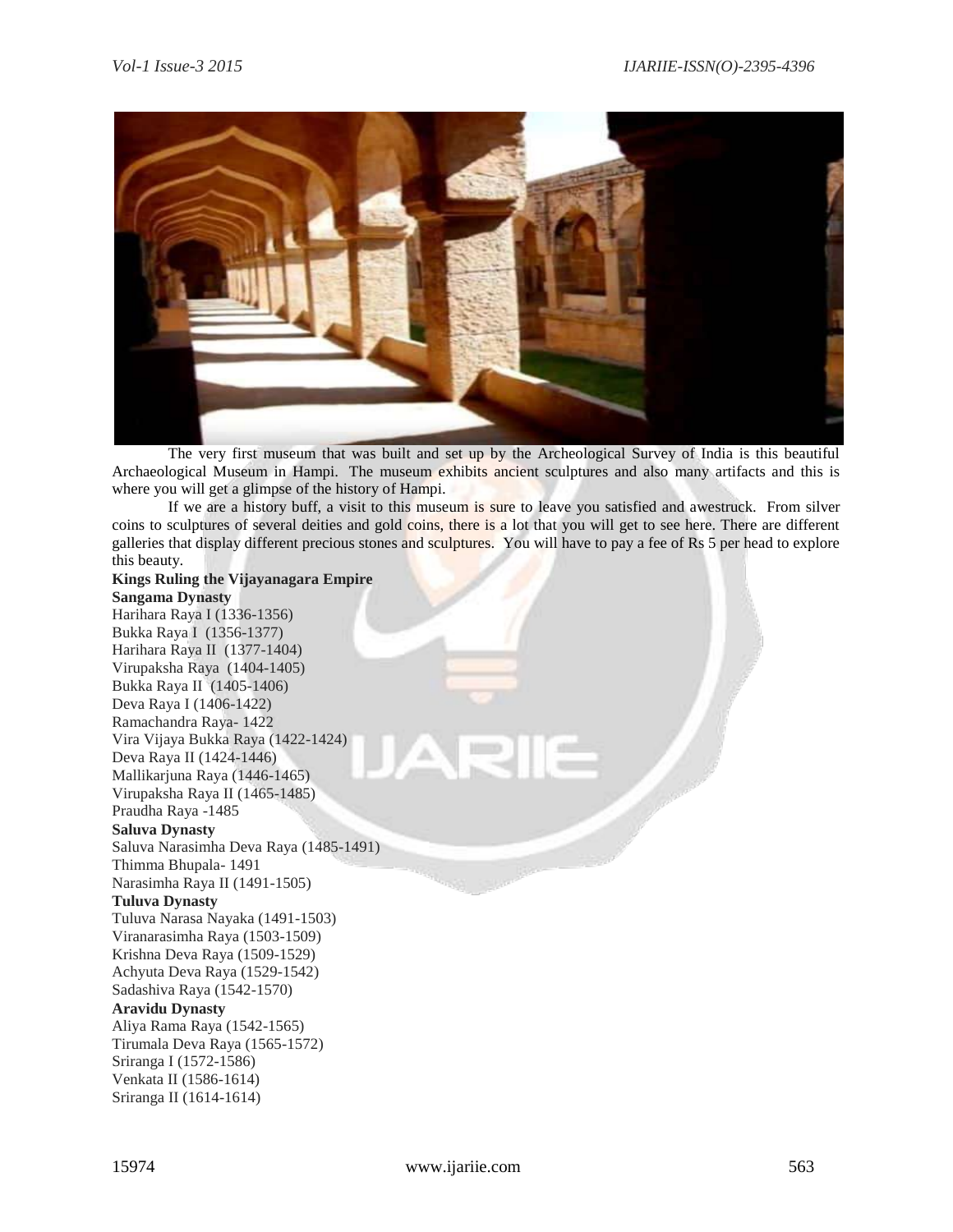The very first museum that was built and set up by the Archeological Survey of India is this beautiful Archaeological Museum in Hampi. The museum exhibits ancient sculptures and also many artifacts and this is where you will get a glimpse of the history of Hampi.

If we are a history buff, a visit to this museum is sure to leave you satisfied and awestruck. From silver coins to sculptures of several deities and gold coins, there is a lot that you will get to see here. There are different galleries that display different precious stones and sculptures. You will have to pay a fee of Rs 5 per head to explore this beauty.

**Kings Ruling the Vijayanagara Empire**

**Sangama Dynasty**

Harihara Raya I (1336-1356)
Bukka Raya I (1356-1377)
Harihara Raya II (1377-1404)
Virupaksha Raya (1404-1405)
Bukka Raya II (1405-1406)
Deva Raya I (1406-1422)
Ramachandra Raya- 1422
Vira Vijaya Bukka Raya (1422-1424)
Deva Raya II (1424-1446)
Mallikarjuna Raya (1446-1465)
Virupaksha Raya II (1465-1485)
Praudha Raya -1485

**Saluva Dynasty**

Saluva Narasimha Deva Raya (1485-1491)
Thimma Bhupala- 1491
Narasimha Raya II (1491-1505)

**Tuluva Dynasty**

Tuluva Narasa Nayaka (1491-1503)
Viranarasimha Raya (1503-1509)
Krishna Deva Raya (1509-1529)
Achyuta Deva Raya (1529-1542)
Sadashiva Raya (1542-1570)

**Aravidu Dynasty**

Aliya Rama Raya (1542-1565)
Tirumala Deva Raya (1565-1572)
Sriranga I (1572-1586)
Venkata II (1586-1614)
Sriranga II (1614-1614)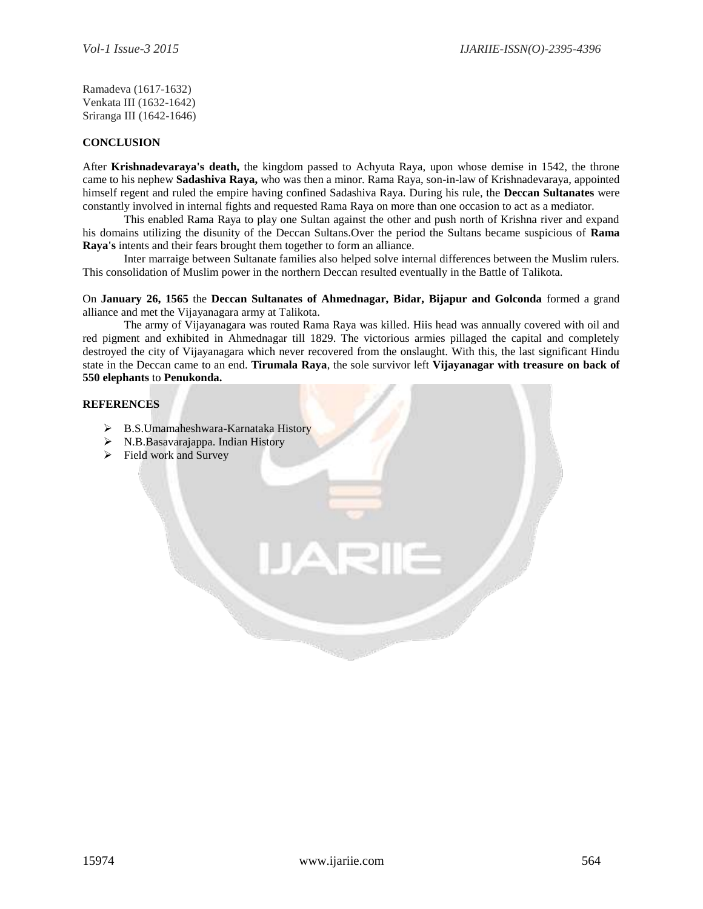Ramadeva (1617-1632)
Venkata III (1632-1642)
Sriranga III (1642-1646)

## CONCLUSION

After **Krishnadevaraya's death,** the kingdom passed to Achyuta Raya, upon whose demise in 1542, the throne came to his nephew **Sadashiva Raya,** who was then a minor. Rama Raya, son-in-law of Krishnadevaraya, appointed himself regent and ruled the empire having confined Sadashiva Raya. During his rule, the **Deccan Sultanates** were constantly involved in internal fights and requested Rama Raya on more than one occasion to act as a mediator.

This enabled Rama Raya to play one Sultan against the other and push north of Krishna river and expand his domains utilizing the disunity of the Deccan Sultans.Over the period the Sultans became suspicious of **Rama Raya's** intents and their fears brought them together to form an alliance.

Inter marraige between Sultanate families also helped solve internal differences between the Muslim rulers. This consolidation of Muslim power in the northern Deccan resulted eventually in the Battle of Talikota.

On **January 26, 1565** the **Deccan Sultanates of Ahmednagar, Bidar, Bijapur and Golconda** formed a grand alliance and met the Vijayanagara army at Talikota.

The army of Vijayanagara was routed Rama Raya was killed. Hiis head was annually covered with oil and red pigment and exhibited in Ahmednagar till 1829. The victorious armies pillaged the capital and completely destroyed the city of Vijayanagara which never recovered from the onslaught. With this, the last significant Hindu state in the Deccan came to an end. **Tirumala Raya**, the sole survivor left **Vijayanagar with treasure on back of 550 elephants** to **Penukonda.**

## REFERENCES

- B.S.Umamaheshwara-Karnataka History
- N.B.Basavarajappa. Indian History
- Field work and Survey